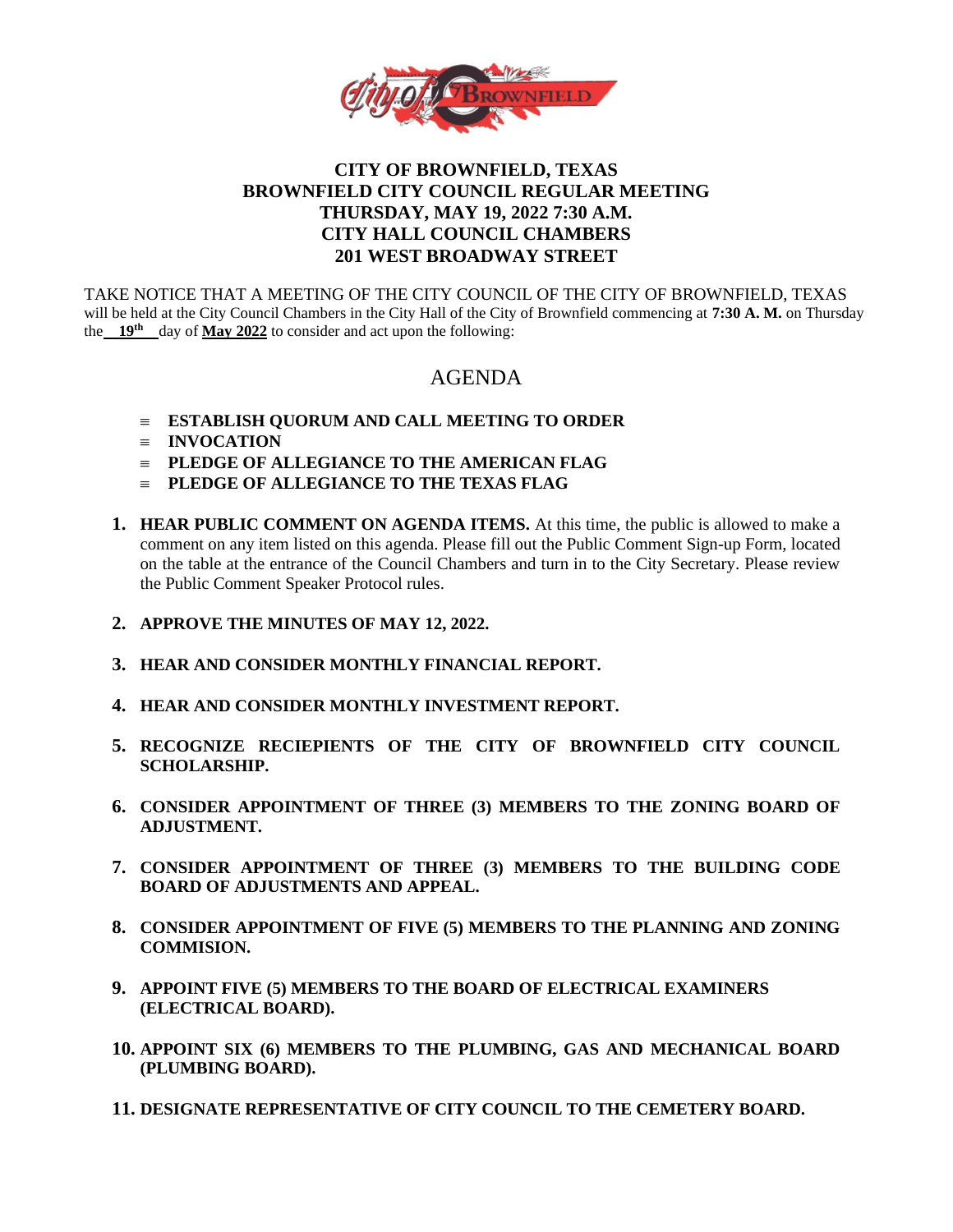# CITY OF BROWNFIELD, TEXAS
# BROWNFIELD CITY COUNCIL REGULAR MEETING
# THURSDAY, MAY 19, 2022 7:30 A.M.
# CITY HALL COUNCIL CHAMBERS
# 201 WEST BROADWAY STREET

TAKE NOTICE THAT A MEETING OF THE CITY COUNCIL OF THE CITY OF BROWNFIELD, TEXAS will be held at the City Council Chambers in the City Hall of the City of Brownfield commencing at **7:30 A. M.** on Thursday the **19th** day of **May 2022** to consider and act upon the following:

## AGENDA

- **ESTABLISH QUORUM AND CALL MEETING TO ORDER**
- **INVOCATION**
- **PLEDGE OF ALLEGIANCE TO THE AMERICAN FLAG**
- **PLEDGE OF ALLEGIANCE TO THE TEXAS FLAG**

1. **HEAR PUBLIC COMMENT ON AGENDA ITEMS.** At this time, the public is allowed to make a comment on any item listed on this agenda. Please fill out the Public Comment Sign-up Form, located on the table at the entrance of the Council Chambers and turn in to the City Secretary. Please review the Public Comment Speaker Protocol rules.

2. **APPROVE THE MINUTES OF MAY 12, 2022.**

3. **HEAR AND CONSIDER MONTHLY FINANCIAL REPORT.**

4. **HEAR AND CONSIDER MONTHLY INVESTMENT REPORT.**

5. **RECOGNIZE RECIEPIENTS OF THE CITY OF BROWNFIELD CITY COUNCIL SCHOLARSHIP.**

6. **CONSIDER APPOINTMENT OF THREE (3) MEMBERS TO THE ZONING BOARD OF ADJUSTMENT.**

7. **CONSIDER APPOINTMENT OF THREE (3) MEMBERS TO THE BUILDING CODE BOARD OF ADJUSTMENTS AND APPEAL.**

8. **CONSIDER APPOINTMENT OF FIVE (5) MEMBERS TO THE PLANNING AND ZONING COMMISION.**

9. **APPOINT FIVE (5) MEMBERS TO THE BOARD OF ELECTRICAL EXAMINERS (ELECTRICAL BOARD).**

10. **APPOINT SIX (6) MEMBERS TO THE PLUMBING, GAS AND MECHANICAL BOARD (PLUMBING BOARD).**

11. **DESIGNATE REPRESENTATIVE OF CITY COUNCIL TO THE CEMETERY BOARD.**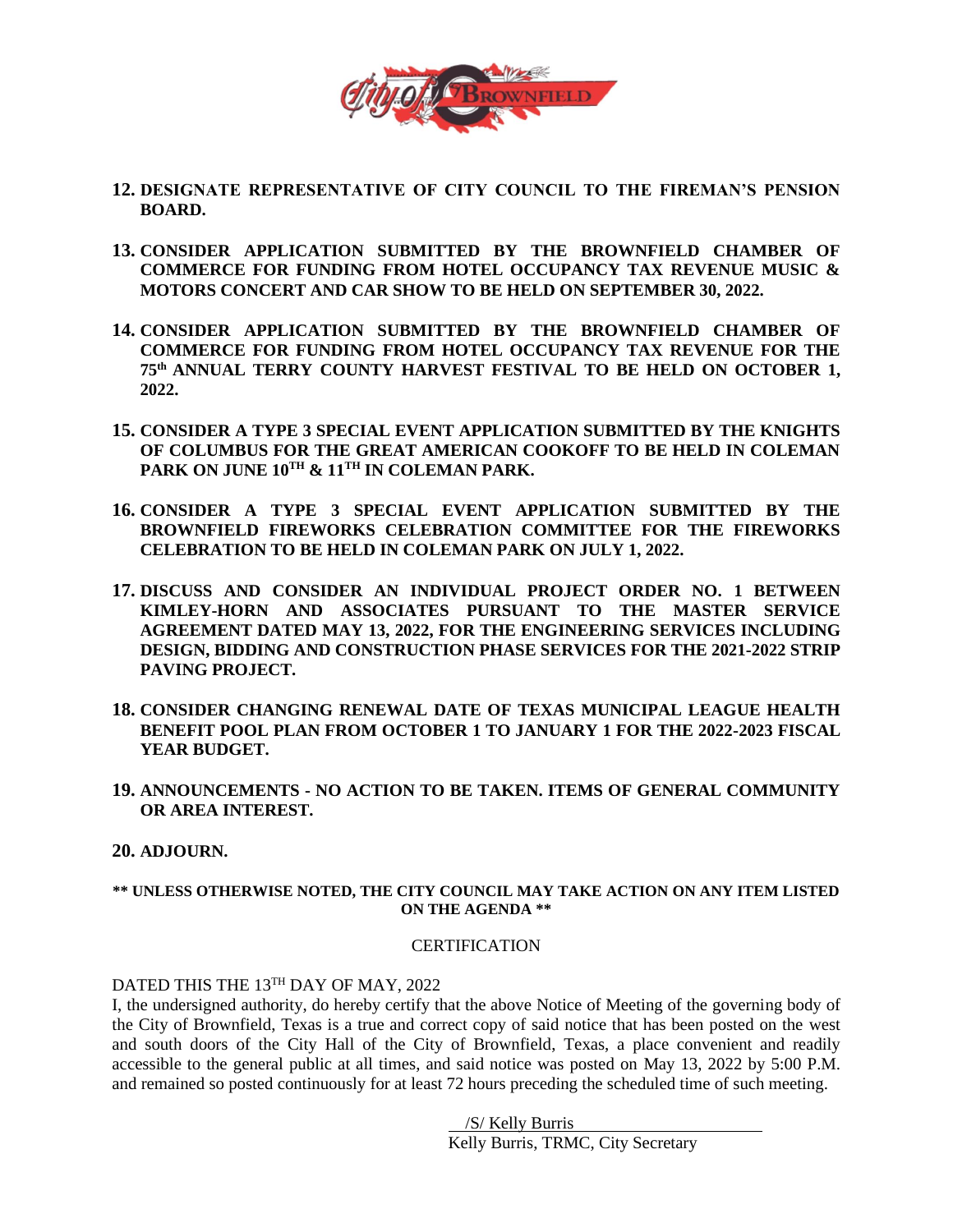**12. DESIGNATE REPRESENTATIVE OF CITY COUNCIL TO THE FIREMAN'S PENSION BOARD.**

**13. CONSIDER APPLICATION SUBMITTED BY THE BROWNFIELD CHAMBER OF COMMERCE FOR FUNDING FROM HOTEL OCCUPANCY TAX REVENUE MUSIC & MOTORS CONCERT AND CAR SHOW TO BE HELD ON SEPTEMBER 30, 2022.**

**14. CONSIDER APPLICATION SUBMITTED BY THE BROWNFIELD CHAMBER OF COMMERCE FOR FUNDING FROM HOTEL OCCUPANCY TAX REVENUE FOR THE 75th ANNUAL TERRY COUNTY HARVEST FESTIVAL TO BE HELD ON OCTOBER 1, 2022.**

**15. CONSIDER A TYPE 3 SPECIAL EVENT APPLICATION SUBMITTED BY THE KNIGHTS OF COLUMBUS FOR THE GREAT AMERICAN COOKOFF TO BE HELD IN COLEMAN PARK ON JUNE 10TH & 11TH IN COLEMAN PARK.**

**16. CONSIDER A TYPE 3 SPECIAL EVENT APPLICATION SUBMITTED BY THE BROWNFIELD FIREWORKS CELEBRATION COMMITTEE FOR THE FIREWORKS CELEBRATION TO BE HELD IN COLEMAN PARK ON JULY 1, 2022.**

**17. DISCUSS AND CONSIDER AN INDIVIDUAL PROJECT ORDER NO. 1 BETWEEN KIMLEY-HORN AND ASSOCIATES PURSUANT TO THE MASTER SERVICE AGREEMENT DATED MAY 13, 2022, FOR THE ENGINEERING SERVICES INCLUDING DESIGN, BIDDING AND CONSTRUCTION PHASE SERVICES FOR THE 2021-2022 STRIP PAVING PROJECT.**

**18. CONSIDER CHANGING RENEWAL DATE OF TEXAS MUNICIPAL LEAGUE HEALTH BENEFIT POOL PLAN FROM OCTOBER 1 TO JANUARY 1 FOR THE 2022-2023 FISCAL YEAR BUDGET.**

**19. ANNOUNCEMENTS - NO ACTION TO BE TAKEN. ITEMS OF GENERAL COMMUNITY OR AREA INTEREST.**

**20. ADJOURN.**

**\*\* UNLESS OTHERWISE NOTED, THE CITY COUNCIL MAY TAKE ACTION ON ANY ITEM LISTED ON THE AGENDA \*\***

CERTIFICATION

DATED THIS THE 13TH DAY OF MAY, 2022

I, the undersigned authority, do hereby certify that the above Notice of Meeting of the governing body of the City of Brownfield, Texas is a true and correct copy of said notice that has been posted on the west and south doors of the City Hall of the City of Brownfield, Texas, a place convenient and readily accessible to the general public at all times, and said notice was posted on May 13, 2022 by 5:00 P.M. and remained so posted continuously for at least 72 hours preceding the scheduled time of such meeting.

/S/ Kelly Burris

Kelly Burris, TRMC, City Secretary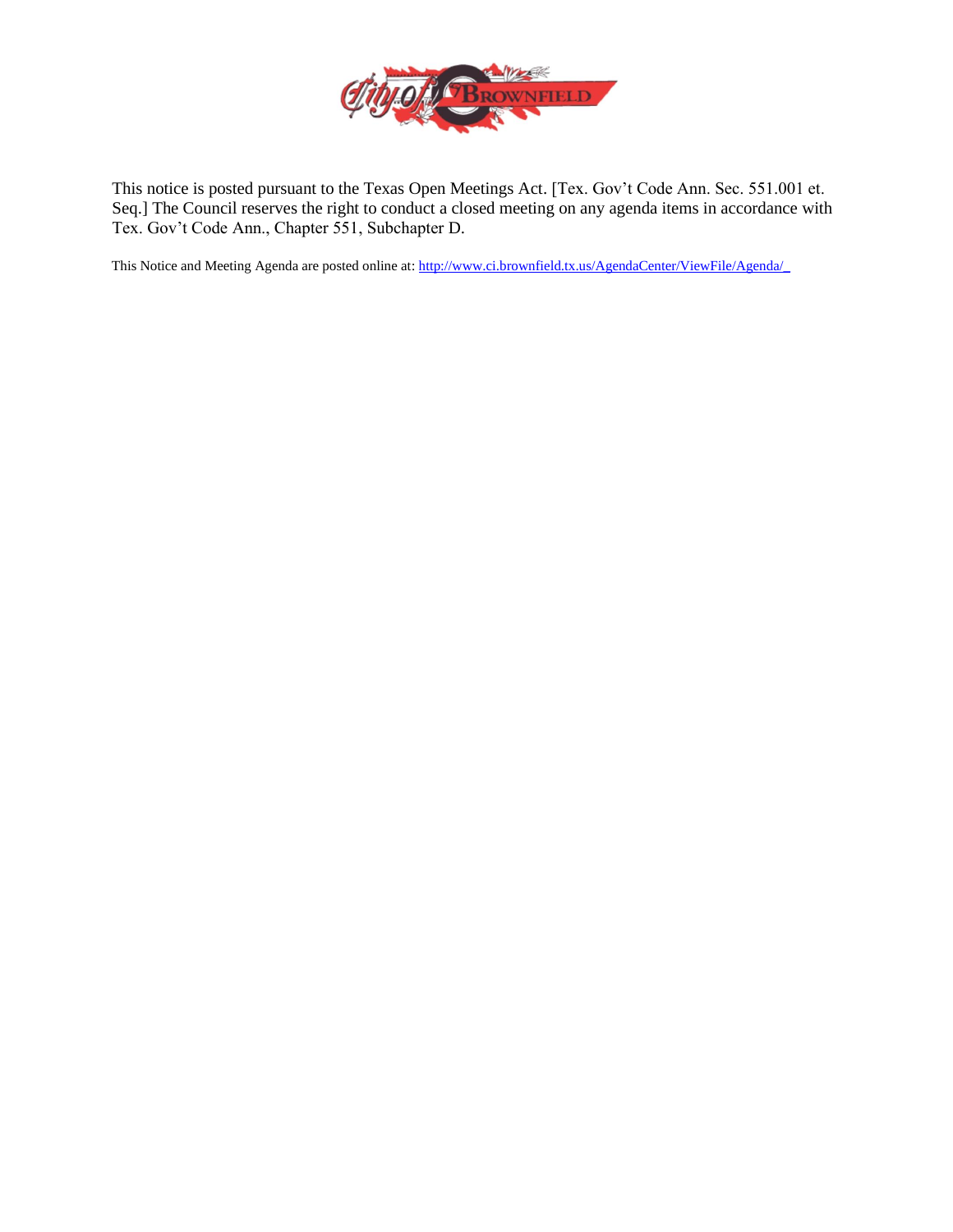This notice is posted pursuant to the Texas Open Meetings Act. [Tex. Gov't Code Ann. Sec. 551.001 et. Seq.] The Council reserves the right to conduct a closed meeting on any agenda items in accordance with Tex. Gov't Code Ann., Chapter 551, Subchapter D.

This Notice and Meeting Agenda are posted online at: http://www.ci.brownfield.tx.us/AgendaCenter/ViewFile/Agenda/_